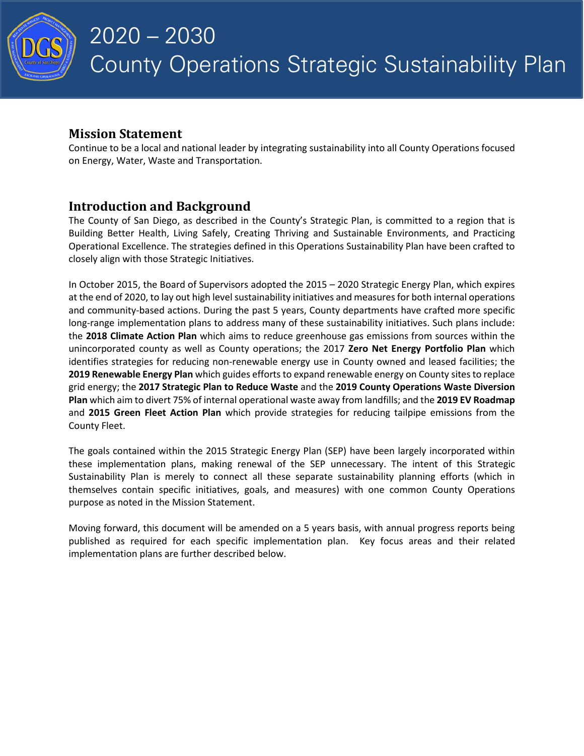# 2020 – 2030 County Operations Strategic Sustainability Plan

## Mission Statement

Continue to be a local and national leader by integrating sustainability into all County Operations focused on Energy, Water, Waste and Transportation.

## Introduction and Background

The County of San Diego, as described in the County's Strategic Plan, is committed to a region that is Building Better Health, Living Safely, Creating Thriving and Sustainable Environments, and Practicing Operational Excellence. The strategies defined in this Operations Sustainability Plan have been crafted to closely align with those Strategic Initiatives.

In October 2015, the Board of Supervisors adopted the 2015 – 2020 Strategic Energy Plan, which expires at the end of 2020, to lay out high level sustainability initiatives and measures for both internal operations and community-based actions. During the past 5 years, County departments have crafted more specific long-range implementation plans to address many of these sustainability initiatives. Such plans include: the **2018 Climate Action Plan** which aims to reduce greenhouse gas emissions from sources within the unincorporated county as well as County operations; the 2017 **Zero Net Energy Portfolio Plan** which identifies strategies for reducing non-renewable energy use in County owned and leased facilities; the **2019 Renewable Energy Plan** which guides efforts to expand renewable energy on County sites to replace grid energy; the **2017 Strategic Plan to Reduce Waste** and the **2019 County Operations Waste Diversion Plan** which aim to divert 75% of internal operational waste away from landfills; and the **2019 EV Roadmap** and **2015 Green Fleet Action Plan** which provide strategies for reducing tailpipe emissions from the County Fleet.

The goals contained within the 2015 Strategic Energy Plan (SEP) have been largely incorporated within these implementation plans, making renewal of the SEP unnecessary. The intent of this Strategic Sustainability Plan is merely to connect all these separate sustainability planning efforts (which in themselves contain specific initiatives, goals, and measures) with one common County Operations purpose as noted in the Mission Statement.

Moving forward, this document will be amended on a 5 years basis, with annual progress reports being published as required for each specific implementation plan. Key focus areas and their related implementation plans are further described below.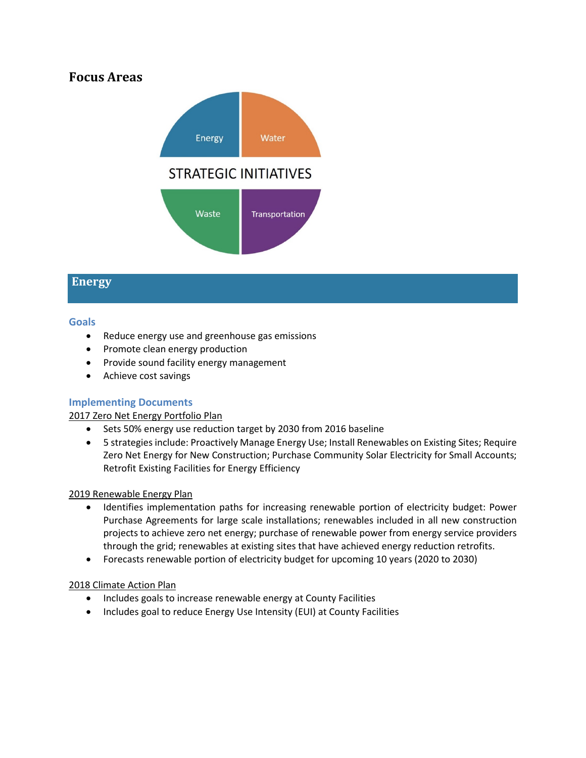## Focus Areas

Energy

Water

STRATEGIC INITIATIVES

Waste

Transportation

## Energy

### Goals

- Reduce energy use and greenhouse gas emissions
- Promote clean energy production
- Provide sound facility energy management
- Achieve cost savings

### Implementing Documents

2017 Zero Net Energy Portfolio Plan

- Sets 50% energy use reduction target by 2030 from 2016 baseline
- 5 strategies include: Proactively Manage Energy Use; Install Renewables on Existing Sites; Require Zero Net Energy for New Construction; Purchase Community Solar Electricity for Small Accounts; Retrofit Existing Facilities for Energy Efficiency

2019 Renewable Energy Plan

- Identifies implementation paths for increasing renewable portion of electricity budget: Power Purchase Agreements for large scale installations; renewables included in all new construction projects to achieve zero net energy; purchase of renewable power from energy service providers through the grid; renewables at existing sites that have achieved energy reduction retrofits.
- Forecasts renewable portion of electricity budget for upcoming 10 years (2020 to 2030)

2018 Climate Action Plan

- Includes goals to increase renewable energy at County Facilities
- Includes goal to reduce Energy Use Intensity (EUI) at County Facilities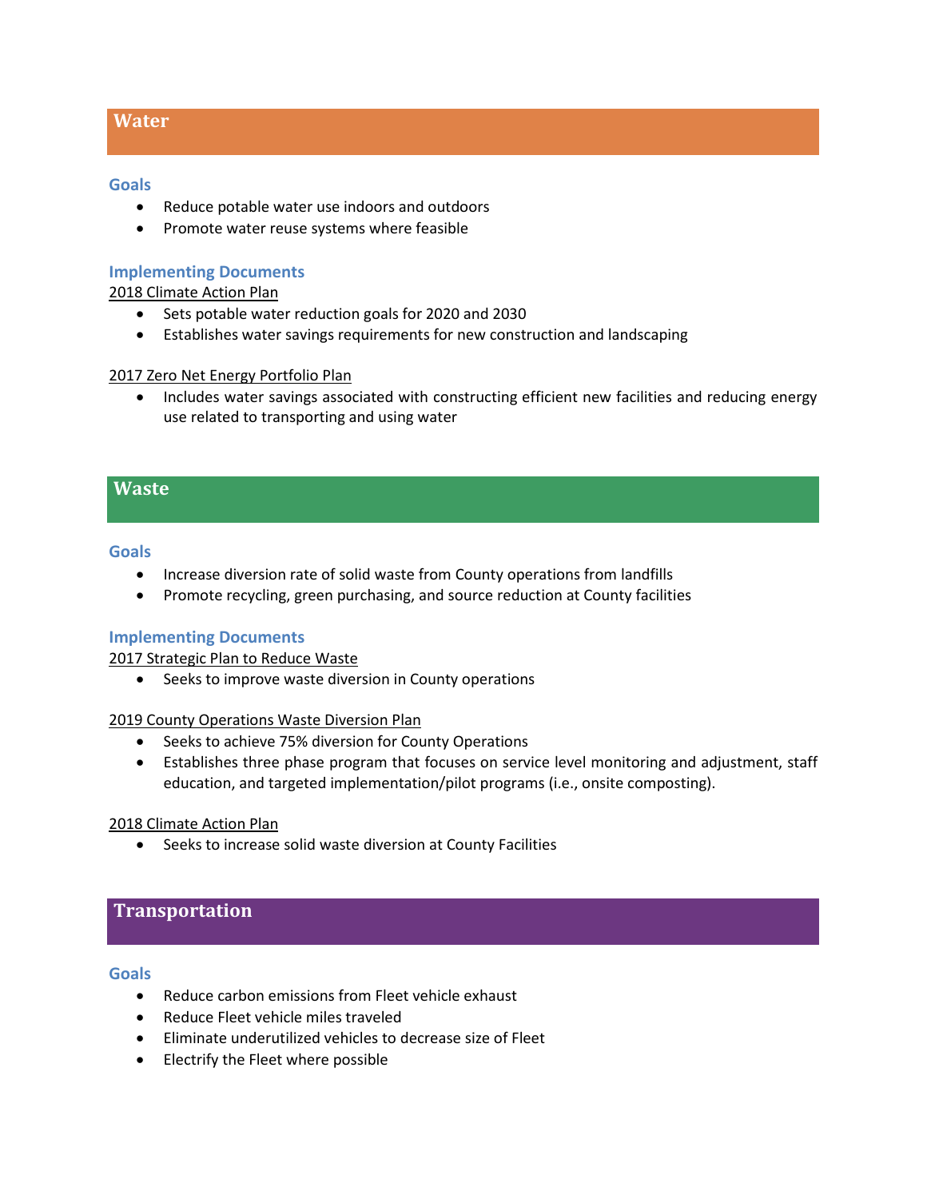## Water

### Goals

- Reduce potable water use indoors and outdoors
- Promote water reuse systems where feasible

### Implementing Documents

2018 Climate Action Plan

- Sets potable water reduction goals for 2020 and 2030
- Establishes water savings requirements for new construction and landscaping

2017 Zero Net Energy Portfolio Plan

- Includes water savings associated with constructing efficient new facilities and reducing energy use related to transporting and using water

## Waste

### Goals

- Increase diversion rate of solid waste from County operations from landfills
- Promote recycling, green purchasing, and source reduction at County facilities

### Implementing Documents

2017 Strategic Plan to Reduce Waste

- Seeks to improve waste diversion in County operations

2019 County Operations Waste Diversion Plan

- Seeks to achieve 75% diversion for County Operations
- Establishes three phase program that focuses on service level monitoring and adjustment, staff education, and targeted implementation/pilot programs (i.e., onsite composting).

2018 Climate Action Plan

- Seeks to increase solid waste diversion at County Facilities

## Transportation

### Goals

- Reduce carbon emissions from Fleet vehicle exhaust
- Reduce Fleet vehicle miles traveled
- Eliminate underutilized vehicles to decrease size of Fleet
- Electrify the Fleet where possible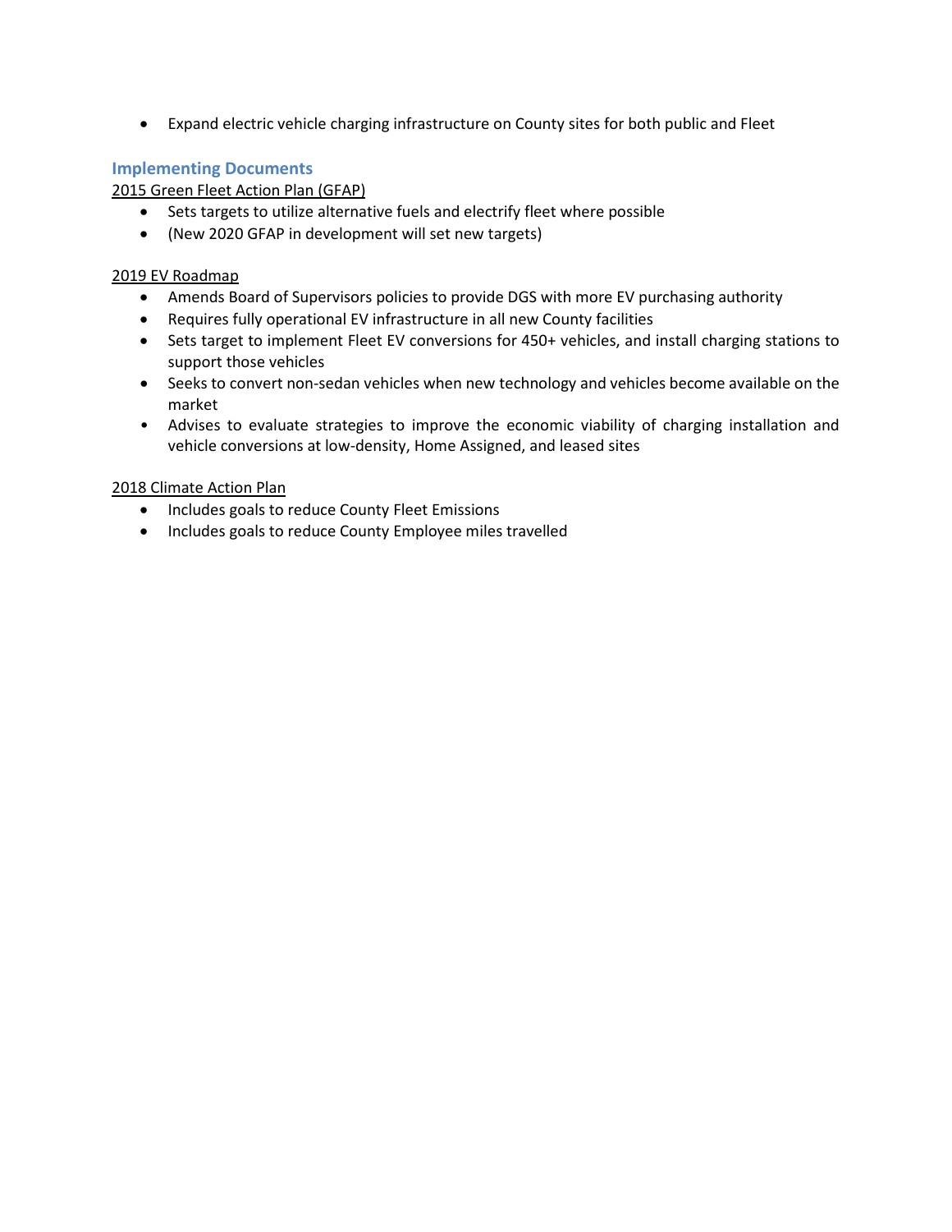- Expand electric vehicle charging infrastructure on County sites for both public and Fleet

### Implementing Documents

2015 Green Fleet Action Plan (GFAP)

- Sets targets to utilize alternative fuels and electrify fleet where possible
- (New 2020 GFAP in development will set new targets)

2019 EV Roadmap

- Amends Board of Supervisors policies to provide DGS with more EV purchasing authority
- Requires fully operational EV infrastructure in all new County facilities
- Sets target to implement Fleet EV conversions for 450+ vehicles, and install charging stations to support those vehicles
- Seeks to convert non-sedan vehicles when new technology and vehicles become available on the market
- Advises to evaluate strategies to improve the economic viability of charging installation and vehicle conversions at low-density, Home Assigned, and leased sites

2018 Climate Action Plan

- Includes goals to reduce County Fleet Emissions
- Includes goals to reduce County Employee miles travelled